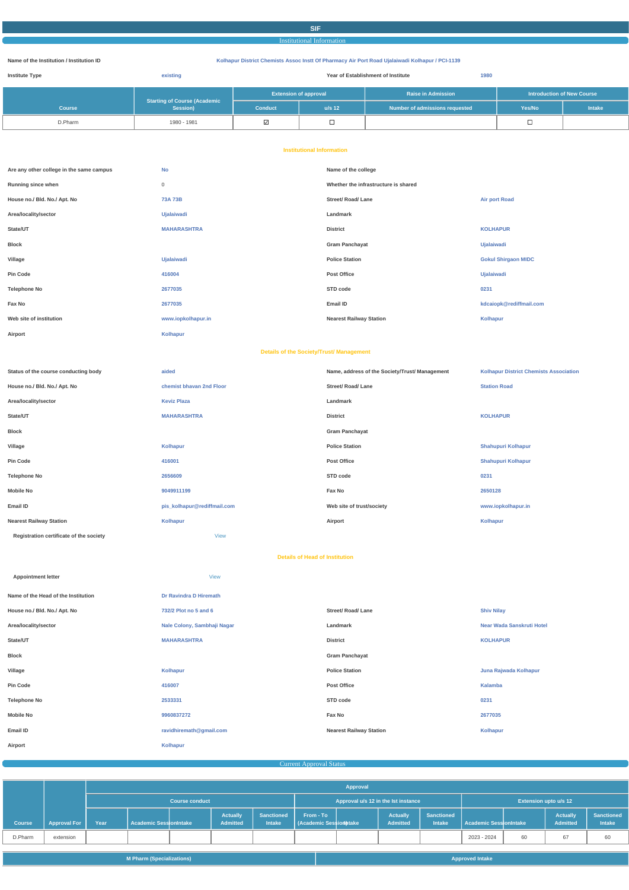# SIF

## Institutional Information

| | | | |
|---|---|---|---|
| **Name of the Institution / Institution ID** | Kolhapur District Chemists Assoc Instt Of Pharmacy Air Port Road Ujalaiwadi Kolhapur / PCI-1139 | | |
| **Institute Type** | existing | **Year of Establishment of Institute** | 1980 |

| Course | Starting of Course (Academic Session) | Extension of approval | | Raise in Admission | Introduction of New Course | |
|---|---|---|---|---|---|---|
| | | Conduct | u/s 12 | Number of admissions requested | Yes/No | Intake |
| D.Pharm | 1980 - 1981 | ☑ | ☐ | | ☐ | |

### Institutional Information

| | | | |
|---|---|---|---|
| **Are any other college in the same campus** | No | **Name of the college** | |
| **Running since when** | 0 | **Whether the infrastructure is shared** | |
| **House no./ Bld. No./ Apt. No** | 73A 73B | **Street/ Road/ Lane** | Air port Road |
| **Area/locality/sector** | Ujalaiwadi | **Landmark** | |
| **State/UT** | MAHARASHTRA | **District** | KOLHAPUR |
| **Block** | | **Gram Panchayat** | Ujalaiwadi |
| **Village** | Ujalaiwadi | **Police Station** | Gokul Shirgaon MIDC |
| **Pin Code** | 416004 | **Post Office** | Ujalaiwadi |
| **Telephone No** | 2677035 | **STD code** | 0231 |
| **Fax No** | 2677035 | **Email ID** | kdcaiopk@rediffmail.com |
| **Web site of institution** | www.iopkolhapur.in | **Nearest Railway Station** | Kolhapur |
| **Airport** | Kolhapur | | |

### Details of the Society/Trust/ Management

| | | | |
|---|---|---|---|
| **Status of the course conducting body** | aided | **Name, address of the Society/Trust/ Management** | Kolhapur District Chemists Association |
| **House no./ Bld. No./ Apt. No** | chemist bhavan 2nd Floor | **Street/ Road/ Lane** | Station Road |
| **Area/locality/sector** | Keviz Plaza | **Landmark** | |
| **State/UT** | MAHARASHTRA | **District** | KOLHAPUR |
| **Block** | | **Gram Panchayat** | |
| **Village** | Kolhapur | **Police Station** | Shahupuri Kolhapur |
| **Pin Code** | 416001 | **Post Office** | Shahupuri Kolhapur |
| **Telephone No** | 2656609 | **STD code** | 0231 |
| **Mobile No** | 9049911199 | **Fax No** | 2650128 |
| **Email ID** | pis_kolhapur@rediffmail.com | **Web site of trust/society** | www.iopkolhapur.in |
| **Nearest Railway Station** | Kolhapur | **Airport** | Kolhapur |
| **Registration certificate of the society** | View | | |

### Details of Head of Institution

| | | | |
|---|---|---|---|
| **Appointment letter** | View | | |
| **Name of the Head of the Institution** | Dr Ravindra D Hiremath | | |
| **House no./ Bld. No./ Apt. No** | 732/2 Plot no 5 and 6 | **Street/ Road/ Lane** | Shiv Nilay |
| **Area/locality/sector** | Nale Colony, Sambhaji Nagar | **Landmark** | Near Wada Sanskruti Hotel |
| **State/UT** | MAHARASHTRA | **District** | KOLHAPUR |
| **Block** | | **Gram Panchayat** | |
| **Village** | Kolhapur | **Police Station** | Juna Rajwada Kolhapur |
| **Pin Code** | 416007 | **Post Office** | Kalamba |
| **Telephone No** | 2533331 | **STD code** | 0231 |
| **Mobile No** | 9960837272 | **Fax No** | 2677035 |
| **Email ID** | ravidhiremath@gmail.com | **Nearest Railway Station** | Kolhapur |
| **Airport** | Kolhapur | | |

## Current Approval Status

| Course | Approval For | Approval | | | | | | | | | | | |
|---|---|---|---|---|---|---|---|---|---|---|---|---|---|
| | | Course conduct | | | | | Approval u/s 12 in the Ist instance | | | | Extension upto u/s 12 | | | |
| | | Year | Academic Session | Intake | Actually Admitted | Sanctioned Intake | From - To (Academic Session) | Intake | Actually Admitted | Sanctioned Intake | Academic Session | Intake | Actually Admitted | Sanctioned Intake |
| D.Pharm | extension | | | | | | | | | | 2023 - 2024 | 60 | 67 | 60 |

| M Pharm (Specializations) | Approved Intake |
|---|---|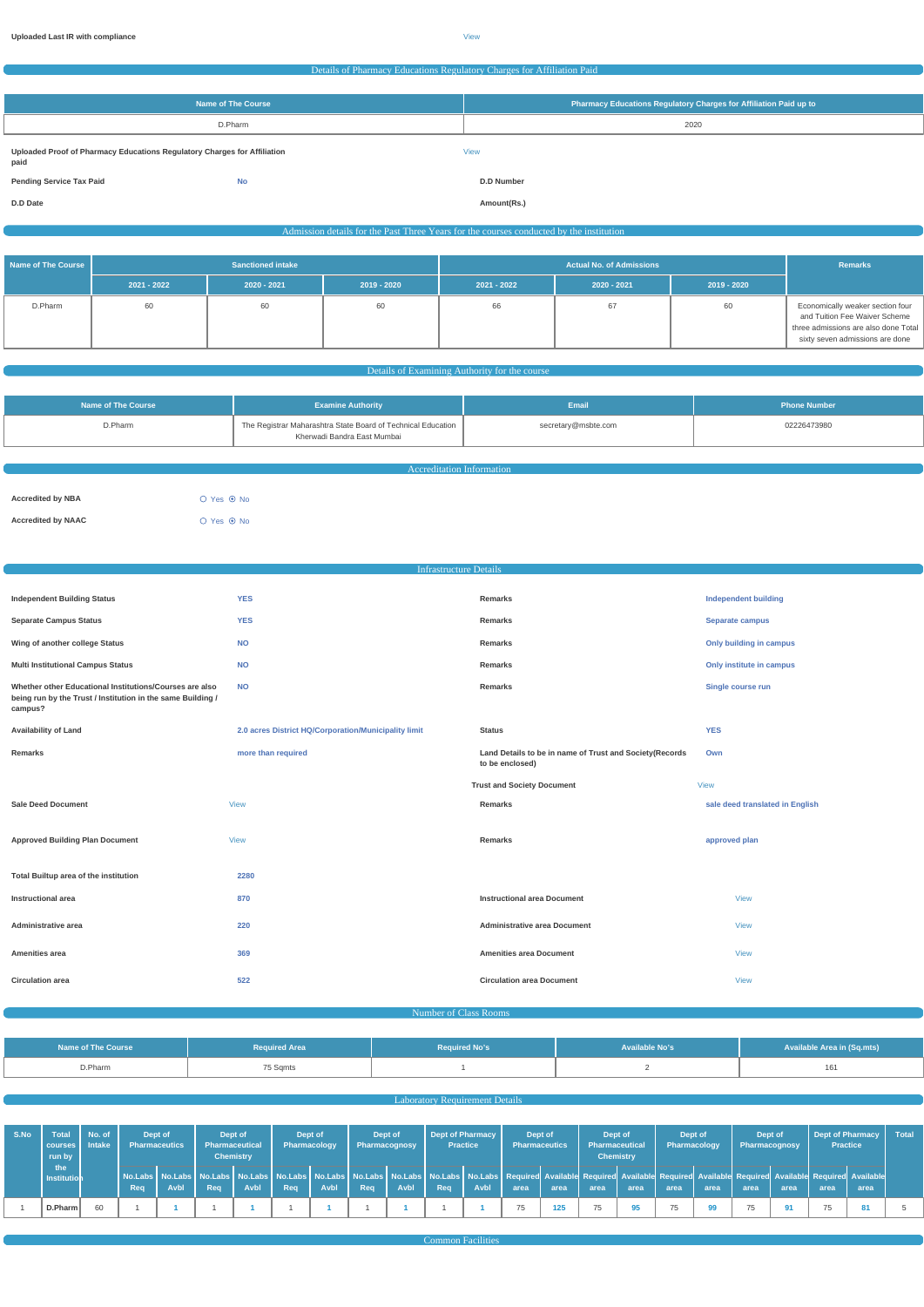**Uploaded Last IR with compliance** View

## Details of Pharmacy Educations Regulatory Charges for Affiliation Paid

| Name of The Course | Pharmacy Educations Regulatory Charges for Affiliation Paid up to |
|---|---|
| D.Pharm | 2020 |

**Uploaded Proof of Pharmacy Educations Regulatory Charges for Affiliation paid** View

**Pending Service Tax Paid** No

**D.D Number**

**D.D Date**

**Amount(Rs.)**

## Admission details for the Past Three Years for the courses conducted by the institution

| Name of The Course | Sanctioned intake | | | Actual No. of Admissions | | | Remarks |
|---|---|---|---|---|---|---|---|
| | 2021 - 2022 | 2020 - 2021 | 2019 - 2020 | 2021 - 2022 | 2020 - 2021 | 2019 - 2020 | |
| D.Pharm | 60 | 60 | 60 | 66 | 67 | 60 | Economically weaker section four and Tuition Fee Waiver Scheme three admissions are also done Total sixty seven admissions are done |

## Details of Examining Authority for the course

| Name of The Course | Examine Authority | Email | Phone Number |
|---|---|---|---|
| D.Pharm | The Registrar Maharashtra State Board of Technical Education Kherwadi Bandra East Mumbai | secretary@msbte.com | 02226473980 |

## Accreditation Information

**Accredited by NBA** ○ Yes ⦿ No

**Accredited by NAAC** ○ Yes ⦿ No

## Infrastructure Details

| | | | |
|---|---|---|---|
| **Independent Building Status** | YES | **Remarks** | Independent building |
| **Separate Campus Status** | YES | **Remarks** | Separate campus |
| **Wing of another college Status** | NO | **Remarks** | Only building in campus |
| **Multi Institutional Campus Status** | NO | **Remarks** | Only institute in campus |
| **Whether other Educational Institutions/Courses are also being run by the Trust / Institution in the same Building / campus?** | NO | **Remarks** | Single course run |
| **Availability of Land** | 2.0 acres District HQ/Corporation/Municipality limit | **Status** | YES |
| **Remarks** | more than required | **Land Details to be in name of Trust and Society(Records to be enclosed)** | Own |
| | | **Trust and Society Document** | View |
| **Sale Deed Document** | View | **Remarks** | sale deed translated in English |
| **Approved Building Plan Document** | View | **Remarks** | approved plan |
| **Total Builtup area of the institution** | 2280 | | |
| **Instructional area** | 870 | **Instructional area Document** | View |
| **Administrative area** | 220 | **Administrative area Document** | View |
| **Amenities area** | 369 | **Amenities area Document** | View |
| **Circulation area** | 522 | **Circulation area Document** | View |

## Number of Class Rooms

| Name of The Course | Required Area | Required No's | Available No's | Available Area in (Sq.mts) |
|---|---|---|---|---|
| D.Pharm | 75 Sqmts | 1 | 2 | 161 |

## Laboratory Requirement Details

| S.No | Total courses run by the Institution | No. of Intake | Dept of Pharmaceutics | | Dept of Pharmaceutical Chemistry | | Dept of Pharmacology | | Dept of Pharmacognosy | | Dept of Pharmacy Practice | | Dept of Pharmaceutics | | Dept of Pharmaceutical Chemistry | | Dept of Pharmacology | | Dept of Pharmacognosy | | Dept of Pharmacy Practice | | Total |
|---|---|---|---|---|---|---|---|---|---|---|---|---|---|---|---|---|---|---|---|---|---|---|---|
| | | | No.Labs Req | No.Labs Avbl | No.Labs Req | No.Labs Avbl | No.Labs Req | No.Labs Avbl | No.Labs Req | No.Labs Avbl | No.Labs Req | No.Labs Avbl | Required area | Available area | Required area | Available area | Required area | Available area | Required area | Available area | Required area | Available area | |
| 1 | D.Pharm | 60 | 1 | 1 | 1 | 1 | 1 | 1 | 1 | 1 | 1 | 1 | 75 | 125 | 75 | 95 | 75 | 99 | 75 | 91 | 75 | 81 | 5 |

## Common Facilities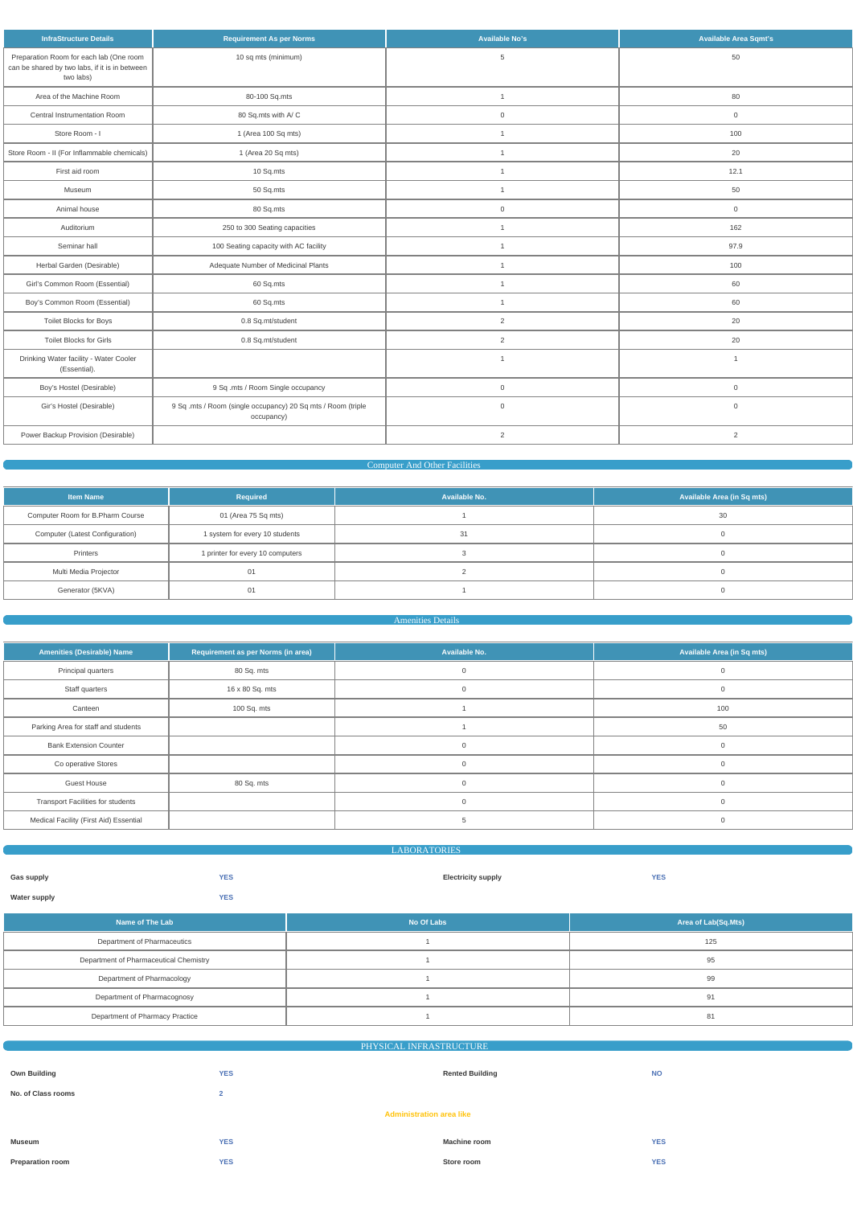| InfraStructure Details | Requirement As per Norms | Available No's | Available Area Sqmt's |
| --- | --- | --- | --- |
| Preparation Room for each lab (One room can be shared by two labs, if it is in between two labs) | 10 sq mts (minimum) | 5 | 50 |
| Area of the Machine Room | 80-100 Sq.mts | 1 | 80 |
| Central Instrumentation Room | 80 Sq.mts with A/ C | 0 | 0 |
| Store Room - I | 1 (Area 100 Sq mts) | 1 | 100 |
| Store Room - II (For Inflammable chemicals) | 1 (Area 20 Sq mts) | 1 | 20 |
| First aid room | 10 Sq.mts | 1 | 12.1 |
| Museum | 50 Sq.mts | 1 | 50 |
| Animal house | 80 Sq.mts | 0 | 0 |
| Auditorium | 250 to 300 Seating capacities | 1 | 162 |
| Seminar hall | 100 Seating capacity with AC facility | 1 | 97.9 |
| Herbal Garden (Desirable) | Adequate Number of Medicinal Plants | 1 | 100 |
| Girl's Common Room (Essential) | 60 Sq.mts | 1 | 60 |
| Boy's Common Room (Essential) | 60 Sq.mts | 1 | 60 |
| Toilet Blocks for Boys | 0.8 Sq.mt/student | 2 | 20 |
| Toilet Blocks for Girls | 0.8 Sq.mt/student | 2 | 20 |
| Drinking Water facility - Water Cooler (Essential). | | 1 | 1 |
| Boy's Hostel (Desirable) | 9 Sq .mts / Room Single occupancy | 0 | 0 |
| Gir's Hostel (Desirable) | 9 Sq .mts / Room (single occupancy) 20 Sq mts / Room (triple occupancy) | 0 | 0 |
| Power Backup Provision (Desirable) | | 2 | 2 |

## Computer And Other Facilities

| Item Name | Required | Available No. | Available Area (in Sq mts) |
| --- | --- | --- | --- |
| Computer Room for B.Pharm Course | 01 (Area 75 Sq mts) | 1 | 30 |
| Computer (Latest Configuration) | 1 system for every 10 students | 31 | 0 |
| Printers | 1 printer for every 10 computers | 3 | 0 |
| Multi Media Projector | 01 | 2 | 0 |
| Generator (5KVA) | 01 | 1 | 0 |

## Amenities Details

| Amenities (Desirable) Name | Requirement as per Norms (in area) | Available No. | Available Area (in Sq mts) |
| --- | --- | --- | --- |
| Principal quarters | 80 Sq. mts | 0 | 0 |
| Staff quarters | 16 x 80 Sq. mts | 0 | 0 |
| Canteen | 100 Sq. mts | 1 | 100 |
| Parking Area for staff and students | | 1 | 50 |
| Bank Extension Counter | | 0 | 0 |
| Co operative Stores | | 0 | 0 |
| Guest House | 80 Sq. mts | 0 | 0 |
| Transport Facilities for students | | 0 | 0 |
| Medical Facility (First Aid) Essential | | 5 | 0 |

## LABORATORIES

**Gas supply** YES

**Electricity supply** YES

**Water supply** YES

| Name of The Lab | No Of Labs | Area of Lab(Sq.Mts) |
| --- | --- | --- |
| Department of Pharmaceutics | 1 | 125 |
| Department of Pharmaceutical Chemistry | 1 | 95 |
| Department of Pharmacology | 1 | 99 |
| Department of Pharmacognosy | 1 | 91 |
| Department of Pharmacy Practice | 1 | 81 |

## PHYSICAL INFRASTRUCTURE

**Own Building** YES

**Rented Building** NO

**No. of Class rooms** 2

**Administration area like**

**Museum** YES

**Machine room** YES

**Preparation room** YES

**Store room** YES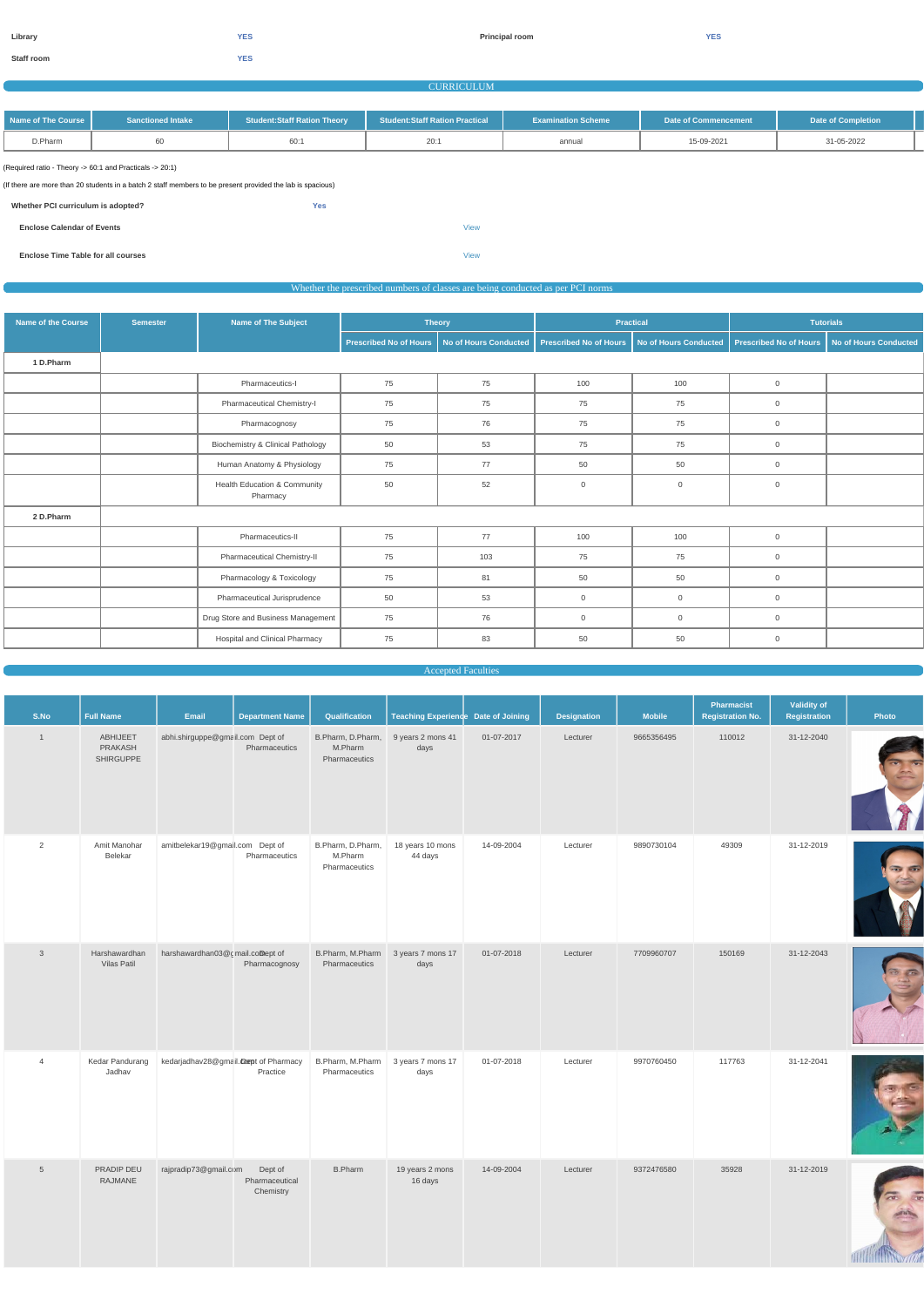| Library | YES | Principal room | YES |
|---|---|---|---|
| Staff room | YES | | |

## CURRICULUM

| Name of The Course | Sanctioned Intake | Student:Staff Ration Theory | Student:Staff Ration Practical | Examination Scheme | Date of Commencement | Date of Completion |
|---|---|---|---|---|---|---|
| D.Pharm | 60 | 60:1 | 20:1 | annual | 15-09-2021 | 31-05-2022 |

(Required ratio - Theory -> 60:1 and Practicals -> 20:1)

(If there are more than 20 students in a batch 2 staff members to be present provided the lab is spacious)

| | |
|---|---|
| **Whether PCI curriculum is adopted?** | Yes |
| **Enclose Calendar of Events** | View |
| **Enclose Time Table for all courses** | View |

## Whether the prescribed numbers of classes are being conducted as per PCI norms

| Name of the Course | Semester | Name of The Subject | Theory | | Practical | | Tutorials | |
|---|---|---|---|---|---|---|---|---|
| | | | Prescribed No of Hours | No of Hours Conducted | Prescribed No of Hours | No of Hours Conducted | Prescribed No of Hours | No of Hours Conducted |
| 1 D.Pharm | | | | | | | | |
| | | Pharmaceutics-I | 75 | 75 | 100 | 100 | 0 | |
| | | Pharmaceutical Chemistry-I | 75 | 75 | 75 | 75 | 0 | |
| | | Pharmacognosy | 75 | 76 | 75 | 75 | 0 | |
| | | Biochemistry & Clinical Pathology | 50 | 53 | 75 | 75 | 0 | |
| | | Human Anatomy & Physiology | 75 | 77 | 50 | 50 | 0 | |
| | | Health Education & Community Pharmacy | 50 | 52 | 0 | 0 | 0 | |
| 2 D.Pharm | | | | | | | | |
| | | Pharmaceutics-II | 75 | 77 | 100 | 100 | 0 | |
| | | Pharmaceutical Chemistry-II | 75 | 103 | 75 | 75 | 0 | |
| | | Pharmacology & Toxicology | 75 | 81 | 50 | 50 | 0 | |
| | | Pharmaceutical Jurisprudence | 50 | 53 | 0 | 0 | 0 | |
| | | Drug Store and Business Management | 75 | 76 | 0 | 0 | 0 | |
| | | Hospital and Clinical Pharmacy | 75 | 83 | 50 | 50 | 0 | |

## Accepted Faculties

| S.No | Full Name | Email | Department Name | Qualification | Teaching Experience | Date of Joining | Designation | Mobile | Pharmacist Registration No. | Validity of Registration | Photo |
|---|---|---|---|---|---|---|---|---|---|---|---|
| 1 | ABHIJEET PRAKASH SHIRGUPPE | abhi.shirguppe@gmail.com | Dept of Pharmaceutics | B.Pharm, D.Pharm, M.Pharm Pharmaceutics | 9 years 2 mons 41 days | 01-07-2017 | Lecturer | 9665356495 | 110012 | 31-12-2040 | |
| 2 | Amit Manohar Belekar | amitbelekar19@gmail.com | Dept of Pharmaceutics | B.Pharm, D.Pharm, M.Pharm Pharmaceutics | 18 years 10 mons 44 days | 14-09-2004 | Lecturer | 9890730104 | 49309 | 31-12-2019 | |
| 3 | Harshawardhan Vilas Patil | harshawardhan03@gmail.com | Dept of Pharmacognosy | B.Pharm, M.Pharm Pharmaceutics | 3 years 7 mons 17 days | 01-07-2018 | Lecturer | 7709960707 | 150169 | 31-12-2043 | |
| 4 | Kedar Pandurang Jadhav | kedarjadhav28@gmail.com | Dept of Pharmacy Practice | B.Pharm, M.Pharm Pharmaceutics | 3 years 7 mons 17 days | 01-07-2018 | Lecturer | 9970760450 | 117763 | 31-12-2041 | |
| 5 | PRADIP DEU RAJMANE | rajpradip73@gmail.com | Dept of Pharmaceutical Chemistry | B.Pharm | 19 years 2 mons 16 days | 14-09-2004 | Lecturer | 9372476580 | 35928 | 31-12-2019 | |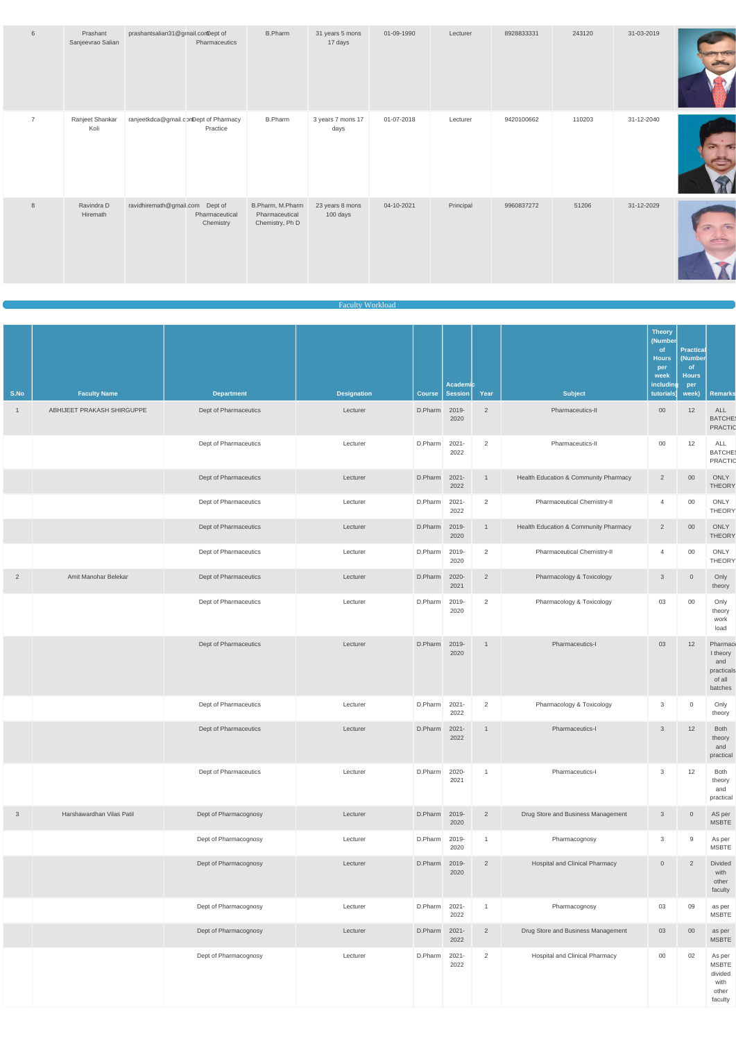| 6 | Prashant Sanjeevrao Salian | prashantsalian31@gmail.com | Dept of Pharmaceutics | B.Pharm | 31 years 5 mons 17 days | 01-09-1990 | Lecturer | 8928833331 | 243120 | 31-03-2019 | |
|---|---|---|---|---|---|---|---|---|---|---|---|
| 7 | Ranjeet Shankar Koli | ranjeetkdca@gmail.com | Dept of Pharmacy Practice | B.Pharm | 3 years 7 mons 17 days | 01-07-2018 | Lecturer | 9420100662 | 110203 | 31-12-2040 | |
| 8 | Ravindra D Hiremath | ravidhiremath@gmail.com | Dept of Pharmaceutical Chemistry | B.Pharm, M.Pharm Pharmaceutical Chemistry, Ph D | 23 years 8 mons 100 days | 04-10-2021 | Principal | 9960837272 | 51206 | 31-12-2029 | |

## Faculty Workload

| S.No | Faculty Name | Department | Designation | Course | Academic Session | Year | Subject | Theory (Number of Hours per week including tutorials) | Practical (Number of Hours per week) | Remarks |
|---|---|---|---|---|---|---|---|---|---|---|
| 1 | ABHIJEET PRAKASH SHIRGUPPE | Dept of Pharmaceutics | Lecturer | D.Pharm | 2019-2020 | 2 | Pharmaceutics-II | 00 | 12 | ALL BATCHES PRACTIC |
| | | Dept of Pharmaceutics | Lecturer | D.Pharm | 2021-2022 | 2 | Pharmaceutics-II | 00 | 12 | ALL BATCHES PRACTIC |
| | | Dept of Pharmaceutics | Lecturer | D.Pharm | 2021-2022 | 1 | Health Education & Community Pharmacy | 2 | 00 | ONLY THEORY |
| | | Dept of Pharmaceutics | Lecturer | D.Pharm | 2021-2022 | 2 | Pharmaceutical Chemistry-II | 4 | 00 | ONLY THEORY |
| | | Dept of Pharmaceutics | Lecturer | D.Pharm | 2019-2020 | 1 | Health Education & Community Pharmacy | 2 | 00 | ONLY THEORY |
| | | Dept of Pharmaceutics | Lecturer | D.Pharm | 2019-2020 | 2 | Pharmaceutical Chemistry-II | 4 | 00 | ONLY THEORY |
| 2 | Amit Manohar Belekar | Dept of Pharmaceutics | Lecturer | D.Pharm | 2020-2021 | 2 | Pharmacology & Toxicology | 3 | 0 | Only theory |
| | | Dept of Pharmaceutics | Lecturer | D.Pharm | 2019-2020 | 2 | Pharmacology & Toxicology | 03 | 00 | Only theory work load |
| | | Dept of Pharmaceutics | Lecturer | D.Pharm | 2019-2020 | 1 | Pharmaceutics-I | 03 | 12 | Pharmace I theory and practicals of all batches |
| | | Dept of Pharmaceutics | Lecturer | D.Pharm | 2021-2022 | 2 | Pharmacology & Toxicology | 3 | 0 | Only theory |
| | | Dept of Pharmaceutics | Lecturer | D.Pharm | 2021-2022 | 1 | Pharmaceutics-I | 3 | 12 | Both theory and practical |
| | | Dept of Pharmaceutics | Lecturer | D.Pharm | 2020-2021 | 1 | Pharmaceutics-I | 3 | 12 | Both theory and practical |
| 3 | Harshawardhan Vilas Patil | Dept of Pharmacognosy | Lecturer | D.Pharm | 2019-2020 | 2 | Drug Store and Business Management | 3 | 0 | AS per MSBTE |
| | | Dept of Pharmacognosy | Lecturer | D.Pharm | 2019-2020 | 1 | Pharmacognosy | 3 | 9 | As per MSBTE |
| | | Dept of Pharmacognosy | Lecturer | D.Pharm | 2019-2020 | 2 | Hospital and Clinical Pharmacy | 0 | 2 | Divided with other faculty |
| | | Dept of Pharmacognosy | Lecturer | D.Pharm | 2021-2022 | 1 | Pharmacognosy | 03 | 09 | as per MSBTE |
| | | Dept of Pharmacognosy | Lecturer | D.Pharm | 2021-2022 | 2 | Drug Store and Business Management | 03 | 00 | as per MSBTE |
| | | Dept of Pharmacognosy | Lecturer | D.Pharm | 2021-2022 | 2 | Hospital and Clinical Pharmacy | 00 | 02 | As per MSBTE divided with other faculty |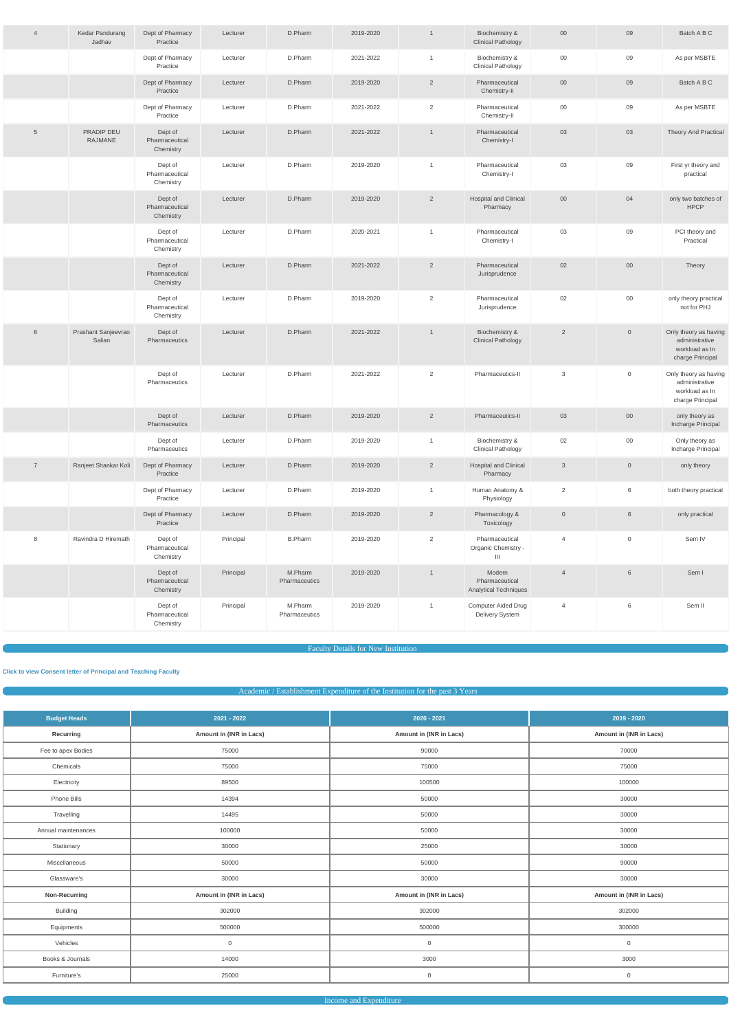| 4 | Kedar Pandurang Jadhav | Dept of Pharmacy Practice | Lecturer | D.Pharm | 2019-2020 | 1 | Biochemistry & Clinical Pathology | 00 | 09 | Batch A B C |
|---|---|---|---|---|---|---|---|---|---|---|
| | | Dept of Pharmacy Practice | Lecturer | D.Pharm | 2021-2022 | 1 | Biochemistry & Clinical Pathology | 00 | 09 | As per MSBTE |
| | | Dept of Pharmacy Practice | Lecturer | D.Pharm | 2019-2020 | 2 | Pharmaceutical Chemistry-II | 00 | 09 | Batch A B C |
| | | Dept of Pharmacy Practice | Lecturer | D.Pharm | 2021-2022 | 2 | Pharmaceutical Chemistry-II | 00 | 09 | As per MSBTE |
| 5 | PRADIP DEU RAJMANE | Dept of Pharmaceutical Chemistry | Lecturer | D.Pharm | 2021-2022 | 1 | Pharmaceutical Chemistry-I | 03 | 03 | Theory And Practical |
| | | Dept of Pharmaceutical Chemistry | Lecturer | D.Pharm | 2019-2020 | 1 | Pharmaceutical Chemistry-I | 03 | 09 | First yr theory and practical |
| | | Dept of Pharmaceutical Chemistry | Lecturer | D.Pharm | 2019-2020 | 2 | Hospital and Clinical Pharmacy | 00 | 04 | only two batches of HPCP |
| | | Dept of Pharmaceutical Chemistry | Lecturer | D.Pharm | 2020-2021 | 1 | Pharmaceutical Chemistry-I | 03 | 09 | PCI theory and Practical |
| | | Dept of Pharmaceutical Chemistry | Lecturer | D.Pharm | 2021-2022 | 2 | Pharmaceutical Jurisprudence | 02 | 00 | Theory |
| | | Dept of Pharmaceutical Chemistry | Lecturer | D.Pharm | 2019-2020 | 2 | Pharmaceutical Jurisprudence | 02 | 00 | only theory practical not for PHJ |
| 6 | Prashant Sanjeevrao Salian | Dept of Pharmaceutics | Lecturer | D.Pharm | 2021-2022 | 1 | Biochemistry & Clinical Pathology | 2 | 0 | Only theory as having administrative workload as In charge Principal |
| | | Dept of Pharmaceutics | Lecturer | D.Pharm | 2021-2022 | 2 | Pharmaceutics-II | 3 | 0 | Only theory as having administrative workload as In charge Principal |
| | | Dept of Pharmaceutics | Lecturer | D.Pharm | 2019-2020 | 2 | Pharmaceutics-II | 03 | 00 | only theory as Incharge Principal |
| | | Dept of Pharmaceutics | Lecturer | D.Pharm | 2019-2020 | 1 | Biochemistry & Clinical Pathology | 02 | 00 | Only theory as Incharge Principal |
| 7 | Ranjeet Shankar Koli | Dept of Pharmacy Practice | Lecturer | D.Pharm | 2019-2020 | 2 | Hospital and Clinical Pharmacy | 3 | 0 | only theory |
| | | Dept of Pharmacy Practice | Lecturer | D.Pharm | 2019-2020 | 1 | Human Anatomy & Physiology | 2 | 6 | both theory practical |
| | | Dept of Pharmacy Practice | Lecturer | D.Pharm | 2019-2020 | 2 | Pharmacology & Toxicology | 0 | 6 | only practical |
| 8 | Ravindra D Hiremath | Dept of Pharmaceutical Chemistry | Principal | B.Pharm | 2019-2020 | 2 | Pharmaceutical Organic Chemistry - III | 4 | 0 | Sem IV |
| | | Dept of Pharmaceutical Chemistry | Principal | M.Pharm Pharmaceutics | 2019-2020 | 1 | Modern Pharmaceutical Analytical Techniques | 4 | 6 | Sem I |
| | | Dept of Pharmaceutical Chemistry | Principal | M.Pharm Pharmaceutics | 2019-2020 | 1 | Computer Aided Drug Delivery System | 4 | 6 | Sem II |

## Faculty Details for New Institution

**Click to view Consent letter of Principal and Teaching Faculty**

## Academic / Establishment Expenditure of the Institution for the past 3 Years

| Budget Heads | 2021 - 2022 | 2020 - 2021 | 2019 - 2020 |
|---|---|---|---|
| **Recurring** | **Amount in (INR in Lacs)** | **Amount in (INR in Lacs)** | **Amount in (INR in Lacs)** |
| Fee to apex Bodies | 75000 | 90000 | 70000 |
| Chemicals | 75000 | 75000 | 75000 |
| Electricity | 89500 | 100500 | 100000 |
| Phone Bills | 14394 | 50000 | 30000 |
| Travelling | 14495 | 50000 | 30000 |
| Annual maintenances | 100000 | 50000 | 30000 |
| Stationary | 30000 | 25000 | 30000 |
| Miscellaneous | 50000 | 50000 | 90000 |
| Glassware's | 30000 | 30000 | 30000 |
| **Non-Recurring** | **Amount in (INR in Lacs)** | **Amount in (INR in Lacs)** | **Amount in (INR in Lacs)** |
| Building | 302000 | 302000 | 302000 |
| Equipments | 500000 | 500000 | 300000 |
| Vehicles | 0 | 0 | 0 |
| Books & Journals | 14000 | 3000 | 3000 |
| Furniture's | 25000 | 0 | 0 |

## Income and Expenditure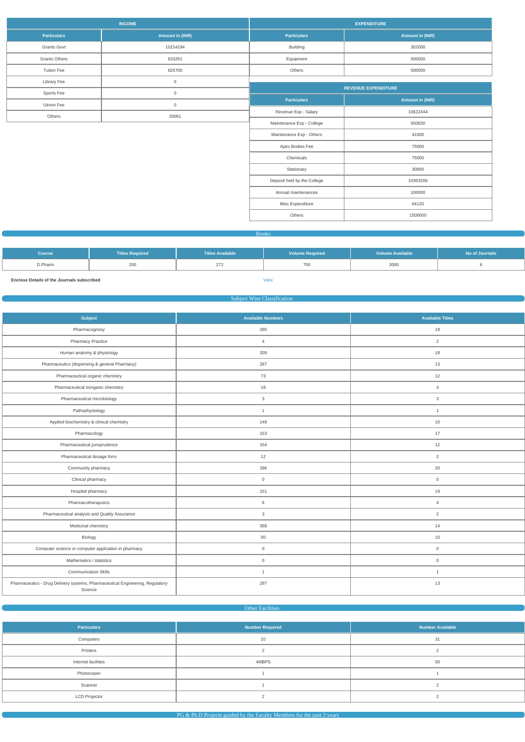| INCOME | |
|---|---|
| **Particulars** | **Amount in (INR)** |
| Grants Govt | 10154194 |
| Grants Others | 633261 |
| Tution Fee | 625700 |
| Library Fee | 0 |
| Sports Fee | 0 |
| Uinion Fee | 0 |
| Others | 33061 |

| EXPENDITURE | |
|---|---|
| **Particulars** | **Amount in (INR)** |
| Building | 302000 |
| Equipment | 500000 |
| Others | 500000 |

| REVENUE EXPENDITURE | |
|---|---|
| **Particulars** | **Amount in (INR)** |
| Revenue Exp - Salary | 10622444 |
| Maintenance Exp - College | 500630 |
| Maintenance Exp - Others | 41000 |
| Apex Bodies Fee | 75000 |
| Chemicals | 75000 |
| Stationary | 30000 |
| Deposit held by the College | 10363206 |
| Annual maintenances | 100000 |
| Misc.Expenditure | 64120 |
| Others | 1500000 |

## Books

| Course | Titles Required | Titles Available | Volume Required | Volume Available | No of Journals |
|---|---|---|---|---|---|
| D.Pharm | 200 | 272 | 750 | 3000 | 6 |

**Enclose Details of the Journals subscribed** View

## Subject Wise Classification

| Subject | Available Numbers | Available Titles |
|---|---|---|
| Pharmacognosy | 285 | 18 |
| Pharmacy Practice | 4 | 2 |
| Human anatomy & physiology | 209 | 18 |
| Pharmaceutics (dispensing & general Pharmacy) | 287 | 13 |
| Pharmaceutical organic chemistry | 73 | 12 |
| Pharmaceutical inorganic chemistry | 18 | 4 |
| Pharmaceutical microbiology | 3 | 3 |
| Pathophysiology | 1 | 1 |
| Applied biochemistry & clinical chemistry | 149 | 10 |
| Pharmacology | 153 | 17 |
| Pharmaceutical jurisprudence | 154 | 12 |
| Pharmaceutical dosage form | 12 | 2 |
| Community pharmacy | 186 | 20 |
| Clinical pharmacy | 0 | 0 |
| Hospital pharmacy | 151 | 19 |
| Pharmacotheraputics | 6 | 4 |
| Pharmaceutical analysis and Quality Assurance | 3 | 2 |
| Medicinal chemistry | 358 | 14 |
| Biology | 50 | 10 |
| Computer science or computer application in pharmacy | 0 | 0 |
| Mathematics / statistics | 0 | 0 |
| Communication Skills | 1 | 1 |
| Pharmaceutics - Drug Delivery systems, Pharmaceutical Engineering, Regulatory Science | 297 | 13 |

## Other Facilities

| Particulars | Number Required | Number Available |
|---|---|---|
| Computers | 10 | 31 |
| Printers | 2 | 2 |
| Internet facilities | 4MBPS | 50 |
| Photocopier | 1 | 1 |
| Scanner | 1 | 2 |
| LCD Projector | 2 | 2 |

## PG & Ph.D Projects guided by the Faculty Members for the past 3 years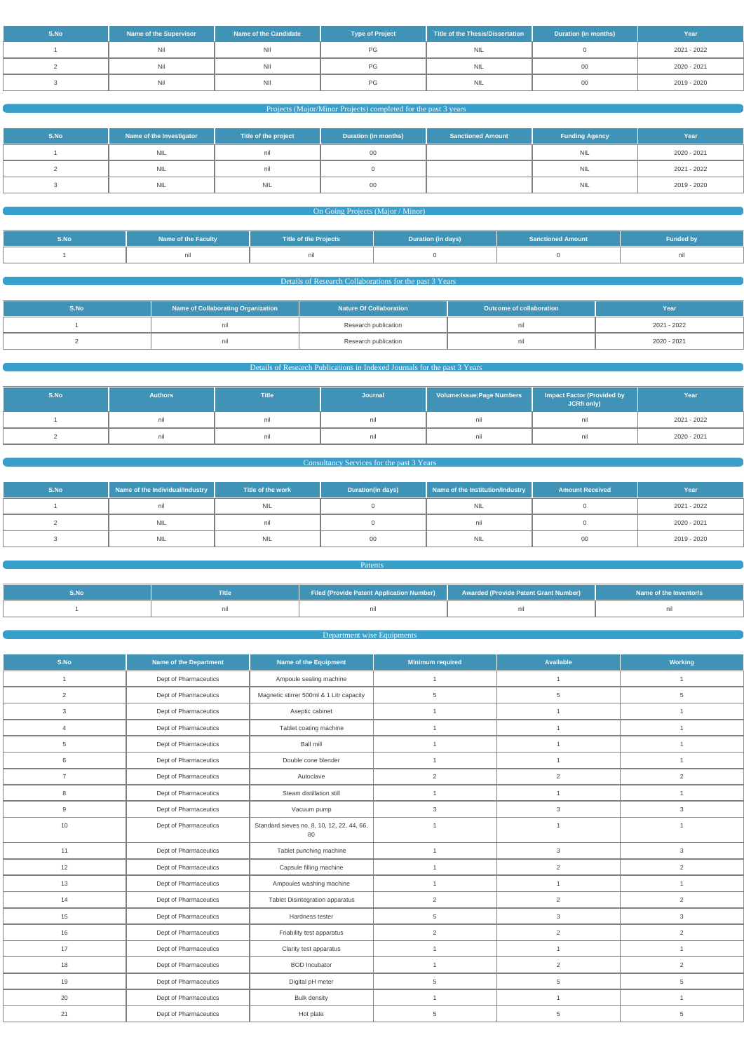| S.No | Name of the Supervisor | Name of the Candidate | Type of Project | Title of the Thesis/Dissertation | Duration (in months) | Year |
|---|---|---|---|---|---|---|
| 1 | Nil | NIl | PG | NIL | 0 | 2021 - 2022 |
| 2 | Nil | NIl | PG | NIL | 00 | 2020 - 2021 |
| 3 | Nil | NIl | PG | NIL | 00 | 2019 - 2020 |

## Projects (Major/Minor Projects) completed for the past 3 years

| S.No | Name of the Investigator | Title of the project | Duration (in months) | Sanctioned Amount | Funding Agency | Year |
|---|---|---|---|---|---|---|
| 1 | NIL | nil | 00 | | NIL | 2020 - 2021 |
| 2 | NIL | nil | 0 | | NIL | 2021 - 2022 |
| 3 | NIL | NIL | 00 | | NIL | 2019 - 2020 |

## On Going Projects (Major / Minor)

| S.No | Name of the Faculty | Title of the Projects | Duration (in days) | Sanctioned Amount | Funded by |
|---|---|---|---|---|---|
| 1 | nil | nil | 0 | 0 | nil |

## Details of Research Collaborations for the past 3 Years

| S.No | Name of Collaborating Organization | Nature Of Collaboration | Outcome of collaboration | Year |
|---|---|---|---|---|
| 1 | nil | Research publication | nil | 2021 - 2022 |
| 2 | nil | Research publication | nil | 2020 - 2021 |

## Details of Research Publications in Indexed Journals for the past 3 Years

| S.No | Authors | Title | Journal | Volume:Issue;Page Numbers | Impact Factor (Provided by JCRfi only) | Year |
|---|---|---|---|---|---|---|
| 1 | nil | nil | nil | nil | nil | 2021 - 2022 |
| 2 | nil | nil | nil | nil | nil | 2020 - 2021 |

## Consultancy Services for the past 3 Years

| S.No | Name of the Individual/Industry | Title of the work | Duration(in days) | Name of the Institution/Industry | Amount Received | Year |
|---|---|---|---|---|---|---|
| 1 | nil | NIL | 0 | NIL | 0 | 2021 - 2022 |
| 2 | NIL | nil | 0 | nil | 0 | 2020 - 2021 |
| 3 | NIL | NIL | 00 | NIL | 00 | 2019 - 2020 |

## Patents

| S.No | Title | Filed (Provide Patent Application Number) | Awarded (Provide Patent Grant Number) | Name of the Inventor/s |
|---|---|---|---|---|
| 1 | nil | nil | nil | nil |

## Department wise Equipments

| S.No | Name of the Department | Name of the Equipment | Minimum required | Available | Working |
|---|---|---|---|---|---|
| 1 | Dept of Pharmaceutics | Ampoule sealing machine | 1 | 1 | 1 |
| 2 | Dept of Pharmaceutics | Magnetic stirrer 500ml & 1 Litr capacity | 5 | 5 | 5 |
| 3 | Dept of Pharmaceutics | Aseptic cabinet | 1 | 1 | 1 |
| 4 | Dept of Pharmaceutics | Tablet coating machine | 1 | 1 | 1 |
| 5 | Dept of Pharmaceutics | Ball mill | 1 | 1 | 1 |
| 6 | Dept of Pharmaceutics | Double cone blender | 1 | 1 | 1 |
| 7 | Dept of Pharmaceutics | Autoclave | 2 | 2 | 2 |
| 8 | Dept of Pharmaceutics | Steam distillation still | 1 | 1 | 1 |
| 9 | Dept of Pharmaceutics | Vacuum pump | 3 | 3 | 3 |
| 10 | Dept of Pharmaceutics | Standard sieves no. 8, 10, 12, 22, 44, 66, 80 | 1 | 1 | 1 |
| 11 | Dept of Pharmaceutics | Tablet punching machine | 1 | 3 | 3 |
| 12 | Dept of Pharmaceutics | Capsule filling machine | 1 | 2 | 2 |
| 13 | Dept of Pharmaceutics | Ampoules washing machine | 1 | 1 | 1 |
| 14 | Dept of Pharmaceutics | Tablet Disintegration apparatus | 2 | 2 | 2 |
| 15 | Dept of Pharmaceutics | Hardness tester | 5 | 3 | 3 |
| 16 | Dept of Pharmaceutics | Friability test apparatus | 2 | 2 | 2 |
| 17 | Dept of Pharmaceutics | Clarity test apparatus | 1 | 1 | 1 |
| 18 | Dept of Pharmaceutics | BOD Incubator | 1 | 2 | 2 |
| 19 | Dept of Pharmaceutics | Digital pH meter | 5 | 5 | 5 |
| 20 | Dept of Pharmaceutics | Bulk density | 1 | 1 | 1 |
| 21 | Dept of Pharmaceutics | Hot plate | 5 | 5 | 5 |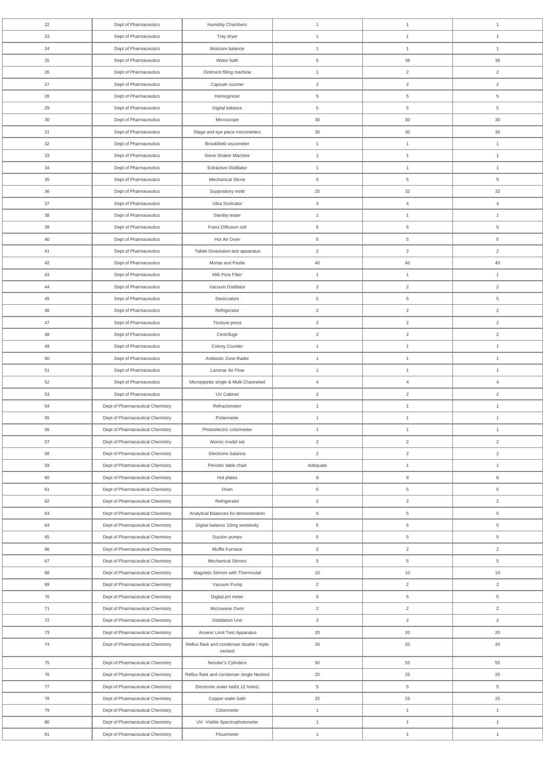| 22 | Dept of Pharmaceutics | Humidity Chambers | 1 | 1 | 1 |
|---|---|---|---|---|---|
| 23 | Dept of Pharmaceutics | Tray dryer | 1 | 1 | 1 |
| 24 | Dept of Pharmaceutics | Moisture balance | 1 | 1 | 1 |
| 25 | Dept of Pharmaceutics | Water bath | 5 | 36 | 36 |
| 26 | Dept of Pharmaceutics | Ointment filling machine | 1 | 2 | 2 |
| 27 | Dept of Pharmaceutics | Capsule counter | 2 | 2 | 2 |
| 28 | Dept of Pharmaceutics | Homoginizer | 5 | 5 | 5 |
| 29 | Dept of Pharmaceutics | Digital balance | 5 | 5 | 5 |
| 30 | Dept of Pharmaceutics | Microscope | 30 | 30 | 30 |
| 31 | Dept of Pharmaceutics | Stage and eye piece micrometers | 30 | 30 | 30 |
| 32 | Dept of Pharmaceutics | Brookfileld viscometer | 1 | 1 | 1 |
| 33 | Dept of Pharmaceutics | Sieve Shaker Machine | 1 | 1 | 1 |
| 34 | Dept of Pharmaceutics | Extractive Distillator | 1 | 1 | 1 |
| 35 | Dept of Pharmaceutics | Mechanical Stirrer | 5 | 5 | 5 |
| 36 | Dept of Pharmaceutics | Suppository mold | 25 | 32 | 32 |
| 37 | Dept of Pharmaceutics | Ultra Sonicator | 4 | 4 | 4 |
| 38 | Dept of Pharmaceutics | Sterility tester | 1 | 1 | 1 |
| 39 | Dept of Pharmaceutics | Franz Diffusion cell | 5 | 5 | 5 |
| 40 | Dept of Pharmaceutics | Hot Air Oven | 5 | 5 | 5 |
| 41 | Dept of Pharmaceutics | Tablet Dissolution test apparatus | 2 | 2 | 2 |
| 42 | Dept of Pharmaceutics | Mortar and Pestle | 40 | 40 | 40 |
| 43 | Dept of Pharmaceutics | Milli Pore Filter | 1 | 1 | 1 |
| 44 | Dept of Pharmaceutics | Vacuum Distillator | 2 | 2 | 2 |
| 45 | Dept of Pharmaceutics | Desiccators | 5 | 5 | 5 |
| 46 | Dept of Pharmaceutics | Refrigerator | 2 | 2 | 2 |
| 47 | Dept of Pharmaceutics | Tincture press | 2 | 2 | 2 |
| 48 | Dept of Pharmaceutics | Centrifuge | 2 | 2 | 2 |
| 49 | Dept of Pharmaceutics | Colony Counter | 1 | 1 | 1 |
| 50 | Dept of Pharmaceutics | Antibiotic Zone Rader | 1 | 1 | 1 |
| 51 | Dept of Pharmaceutics | Laminar Air Flow | 1 | 1 | 1 |
| 52 | Dept of Pharmaceutics | Micropipette single & Multi Channeled | 4 | 4 | 4 |
| 53 | Dept of Pharmaceutics | UV Cabinet | 2 | 2 | 2 |
| 54 | Dept of Pharmaceutical Chemistry | Refractometer | 1 | 1 | 1 |
| 55 | Dept of Pharmaceutical Chemistry | Polarimeter | 1 | 1 | 1 |
| 56 | Dept of Pharmaceutical Chemistry | Photoelectric colorimeter | 1 | 1 | 1 |
| 57 | Dept of Pharmaceutical Chemistry | Atomic model set | 2 | 2 | 2 |
| 58 | Dept of Pharmaceutical Chemistry | Electronic balance | 2 | 2 | 2 |
| 59 | Dept of Pharmaceutical Chemistry | Periodic table chart | Adequate | 1 | 1 |
| 60 | Dept of Pharmaceutical Chemistry | Hot plates | 8 | 8 | 8 |
| 61 | Dept of Pharmaceutical Chemistry | Oven | 5 | 5 | 5 |
| 62 | Dept of Pharmaceutical Chemistry | Refrigerator | 2 | 2 | 2 |
| 63 | Dept of Pharmaceutical Chemistry | Analytical Balances for demonstration | 5 | 5 | 5 |
| 64 | Dept of Pharmaceutical Chemistry | Digital balance 10mg sensitivity | 5 | 5 | 5 |
| 65 | Dept of Pharmaceutical Chemistry | Suction pumps | 5 | 5 | 5 |
| 66 | Dept of Pharmaceutical Chemistry | Muffle Furnace | 2 | 2 | 2 |
| 67 | Dept of Pharmaceutical Chemistry | Mechanical Stirrers | 5 | 5 | 5 |
| 68 | Dept of Pharmaceutical Chemistry | Magnetic Stirrers with Thermostat | 10 | 10 | 10 |
| 69 | Dept of Pharmaceutical Chemistry | Vacuum Pump | 2 | 2 | 2 |
| 70 | Dept of Pharmaceutical Chemistry | Digital pH meter | 5 | 5 | 5 |
| 71 | Dept of Pharmaceutical Chemistry | Microwave Oven | 2 | 2 | 2 |
| 72 | Dept of Pharmaceutical Chemistry | Distillation Unit | 2 | 2 | 2 |
| 73 | Dept of Pharmaceutical Chemistry | Arsenic Limit Test Apparatus | 20 | 20 | 20 |
| 74 | Dept of Pharmaceutical Chemistry | Reflux flask and condenser double / triple necked | 20 | 20 | 20 |
| 75 | Dept of Pharmaceutical Chemistry | Nessler's Cylinders | 50 | 55 | 55 |
| 76 | Dept of Pharmaceutical Chemistry | Reflux flask and condenser single Necked | 25 | 25 | 25 |
| 77 | Dept of Pharmaceutical Chemistry | Electronic water bath( 12 holes) | 5 | 5 | 5 |
| 78 | Dept of Pharmaceutical Chemistry | Copper water bath | 25 | 25 | 25 |
| 79 | Dept of Pharmaceutical Chemistry | Colorimeter | 1 | 1 | 1 |
| 80 | Dept of Pharmaceutical Chemistry | UV- Visible Spectrophotometer | 1 | 1 | 1 |
| 81 | Dept of Pharmaceutical Chemistry | Flourimeter | 1 | 1 | 1 |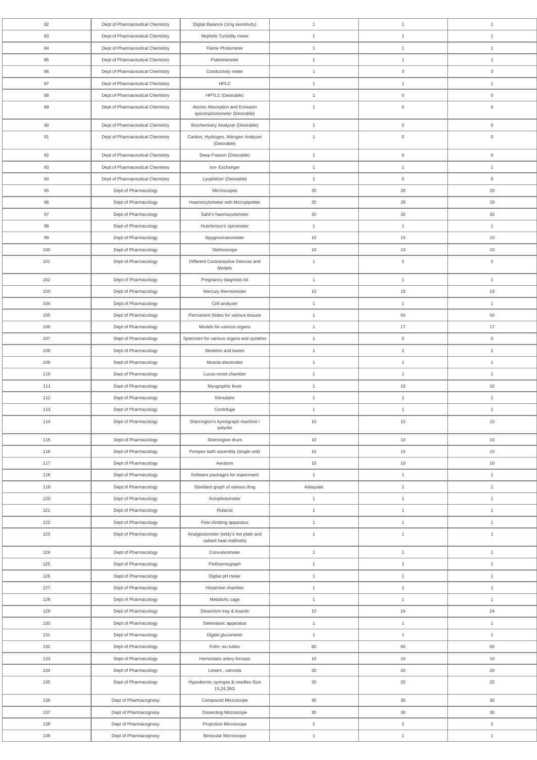| | | | | | |
|---|---|---|---|---|---|
| 82 | Dept of Pharmaceutical Chemistry | Digital Balance (1mg sensitivity) | 1 | 1 | 1 |
| 83 | Dept of Pharmaceutical Chemistry | Nephelo Turbidity meter | 1 | 1 | 1 |
| 84 | Dept of Pharmaceutical Chemistry | Flame Photometer | 1 | 1 | 1 |
| 85 | Dept of Pharmaceutical Chemistry | Potentiometer | 1 | 1 | 1 |
| 86 | Dept of Pharmaceutical Chemistry | Conductivity meter | 1 | 3 | 3 |
| 87 | Dept of Pharmaceutical Chemistry | HPLC | 1 | 1 | 1 |
| 88 | Dept of Pharmaceutical Chemistry | HPTLC (Desirable) | 1 | 0 | 0 |
| 89 | Dept of Pharmaceutical Chemistry | Atomic Absorption and Emission spectrophotometer (Desirable) | 1 | 0 | 0 |
| 90 | Dept of Pharmaceutical Chemistry | Biochemistry Analyzer (Desirable) | 1 | 0 | 0 |
| 91 | Dept of Pharmaceutical Chemistry | Carbon, Hydrogen, Nitrogen Analyzer (Desirable) | 1 | 0 | 0 |
| 92 | Dept of Pharmaceutical Chemistry | Deep Freezer (Desirable) | 1 | 0 | 0 |
| 93 | Dept of Pharmaceutical Chemistry | Ion- Exchanger | 1 | 1 | 1 |
| 94 | Dept of Pharmaceutical Chemistry | Lyophilizer (Desirable) | 1 | 0 | 0 |
| 95 | Dept of Pharmacology | Microscopes | 20 | 20 | 20 |
| 96 | Dept of Pharmacology | Haemocytometer with Micropipettes | 20 | 29 | 29 |
| 97 | Dept of Pharmacology | Sahli's haemocytometer | 20 | 30 | 30 |
| 98 | Dept of Pharmacology | Hutchinson's spirometer | 1 | 1 | 1 |
| 99 | Dept of Pharmacology | Spygmomanometer | 10 | 10 | 10 |
| 100 | Dept of Pharmacology | Stethoscope | 10 | 10 | 10 |
| 101 | Dept of Pharmacology | Different Contraceptive Devices and Models | 1 | 2 | 2 |
| 102 | Dept of Pharmacology | Pregnancy diagnosis kit | 1 | 1 | 1 |
| 103 | Dept of Pharmacology | Mercury thermometer | 10 | 18 | 18 |
| 104 | Dept of Pharmacology | Cell analyzer | 1 | 1 | 1 |
| 105 | Dept of Pharmacology | Permanent Slides for various tissues | 1 | 50 | 50 |
| 106 | Dept of Pharmacology | Models for various organs | 1 | 17 | 17 |
| 107 | Dept of Pharmacology | Specimen for various organs and systems | 1 | 0 | 0 |
| 108 | Dept of Pharmacology | Skeleton and bones | 1 | 2 | 2 |
| 109 | Dept of Pharmacology | Muscle electrodes | 1 | 1 | 1 |
| 110 | Dept of Pharmacology | Lucas moist chamber | 1 | 1 | 1 |
| 111 | Dept of Pharmacology | Myographic lever | 1 | 10 | 10 |
| 112 | Dept of Pharmacology | Stimulator | 1 | 1 | 1 |
| 113 | Dept of Pharmacology | Centrifuge | 1 | 1 | 1 |
| 114 | Dept of Pharmacology | Sherrington's kymograph machine / polyrite | 10 | 10 | 10 |
| 115 | Dept of Pharmacology | Sherrington drum | 10 | 10 | 10 |
| 116 | Dept of Pharmacology | Perspex bath assembly (single unit) | 10 | 10 | 10 |
| 117 | Dept of Pharmacology | Aerators | 10 | 10 | 10 |
| 118 | Dept of Pharmacology | Software packages for experiment | 1 | 1 | 1 |
| 119 | Dept of Pharmacology | Standard graph of various drug | Adequate | 1 | 1 |
| 120 | Dept of Pharmacology | Actophotometer | 1 | 1 | 1 |
| 121 | Dept of Pharmacology | Rotarod | 1 | 1 | 1 |
| 122 | Dept of Pharmacology | Pole climbing apparatus | 1 | 1 | 1 |
| 123 | Dept of Pharmacology | Analgesiometer (eddy's hot plate and radiant heat methods) | 1 | 1 | 1 |
| 124 | Dept of Pharmacology | Convulsiometer | 1 | 1 | 1 |
| 125 | Dept of Pharmacology | Plethysmograph | 1 | 1 | 1 |
| 126 | Dept of Pharmacology | Digital pH meter | 1 | 1 | 1 |
| 127 | Dept of Pharmacology | Histamine chamber | 1 | 1 | 1 |
| 128 | Dept of Pharmacology | Metabolic cage | 1 | 1 | 1 |
| 129 | Dept of Pharmacology | Dissection tray & boards | 10 | 24 | 24 |
| 130 | Dept of Pharmacology | Stereotaxic apparatus | 1 | 1 | 1 |
| 131 | Dept of Pharmacology | Digital glucometer | 1 | 1 | 1 |
| 132 | Dept of Pharmacology | Folin- wu tubes | 60 | 60 | 60 |
| 133 | Dept of Pharmacology | Hemostatic artery forceps | 10 | 10 | 10 |
| 134 | Dept of Pharmacology | Levers , cannula | 20 | 20 | 20 |
| 135 | Dept of Pharmacology | Hypodermic syringes & needles Size 15,24,26G | 20 | 20 | 20 |
| 136 | Dept of Pharmacognosy | Compound Microscope | 30 | 30 | 30 |
| 137 | Dept of Pharmacognosy | Dissecting Microscope | 30 | 30 | 30 |
| 138 | Dept of Pharmacognosy | Projection Microscope | 2 | 2 | 2 |
| 139 | Dept of Pharmacognosy | Binocular Microscope | 1 | 1 | 1 |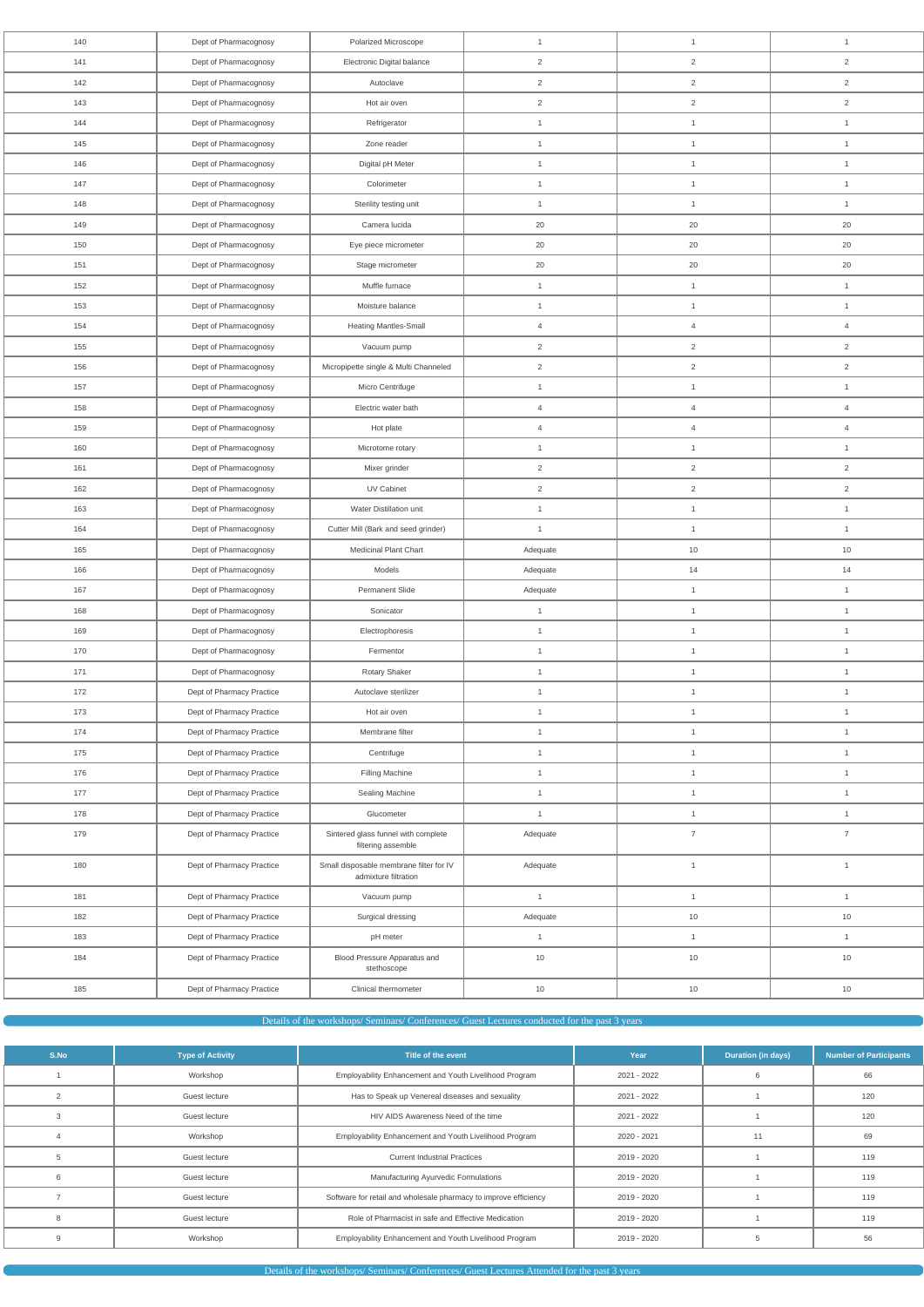| | | | | | |
|---|---|---|---|---|---|
| 140 | Dept of Pharmacognosy | Polarized Microscope | 1 | 1 | 1 |
| 141 | Dept of Pharmacognosy | Electronic Digital balance | 2 | 2 | 2 |
| 142 | Dept of Pharmacognosy | Autoclave | 2 | 2 | 2 |
| 143 | Dept of Pharmacognosy | Hot air oven | 2 | 2 | 2 |
| 144 | Dept of Pharmacognosy | Refrigerator | 1 | 1 | 1 |
| 145 | Dept of Pharmacognosy | Zone reader | 1 | 1 | 1 |
| 146 | Dept of Pharmacognosy | Digital pH Meter | 1 | 1 | 1 |
| 147 | Dept of Pharmacognosy | Colorimeter | 1 | 1 | 1 |
| 148 | Dept of Pharmacognosy | Sterility testing unit | 1 | 1 | 1 |
| 149 | Dept of Pharmacognosy | Camera lucida | 20 | 20 | 20 |
| 150 | Dept of Pharmacognosy | Eye piece micrometer | 20 | 20 | 20 |
| 151 | Dept of Pharmacognosy | Stage micrometer | 20 | 20 | 20 |
| 152 | Dept of Pharmacognosy | Muffle furnace | 1 | 1 | 1 |
| 153 | Dept of Pharmacognosy | Moisture balance | 1 | 1 | 1 |
| 154 | Dept of Pharmacognosy | Heating Mantles-Small | 4 | 4 | 4 |
| 155 | Dept of Pharmacognosy | Vacuum pump | 2 | 2 | 2 |
| 156 | Dept of Pharmacognosy | Micropipette single & Multi Channeled | 2 | 2 | 2 |
| 157 | Dept of Pharmacognosy | Micro Centrifuge | 1 | 1 | 1 |
| 158 | Dept of Pharmacognosy | Electric water bath | 4 | 4 | 4 |
| 159 | Dept of Pharmacognosy | Hot plate | 4 | 4 | 4 |
| 160 | Dept of Pharmacognosy | Microtome rotary | 1 | 1 | 1 |
| 161 | Dept of Pharmacognosy | Mixer grinder | 2 | 2 | 2 |
| 162 | Dept of Pharmacognosy | UV Cabinet | 2 | 2 | 2 |
| 163 | Dept of Pharmacognosy | Water Distillation unit | 1 | 1 | 1 |
| 164 | Dept of Pharmacognosy | Cutter Mill (Bark and seed grinder) | 1 | 1 | 1 |
| 165 | Dept of Pharmacognosy | Medicinal Plant Chart | Adequate | 10 | 10 |
| 166 | Dept of Pharmacognosy | Models | Adequate | 14 | 14 |
| 167 | Dept of Pharmacognosy | Permanent Slide | Adequate | 1 | 1 |
| 168 | Dept of Pharmacognosy | Sonicator | 1 | 1 | 1 |
| 169 | Dept of Pharmacognosy | Electrophoresis | 1 | 1 | 1 |
| 170 | Dept of Pharmacognosy | Fermentor | 1 | 1 | 1 |
| 171 | Dept of Pharmacognosy | Rotary Shaker | 1 | 1 | 1 |
| 172 | Dept of Pharmacy Practice | Autoclave sterilizer | 1 | 1 | 1 |
| 173 | Dept of Pharmacy Practice | Hot air oven | 1 | 1 | 1 |
| 174 | Dept of Pharmacy Practice | Membrane filter | 1 | 1 | 1 |
| 175 | Dept of Pharmacy Practice | Centrifuge | 1 | 1 | 1 |
| 176 | Dept of Pharmacy Practice | Filling Machine | 1 | 1 | 1 |
| 177 | Dept of Pharmacy Practice | Sealing Machine | 1 | 1 | 1 |
| 178 | Dept of Pharmacy Practice | Glucometer | 1 | 1 | 1 |
| 179 | Dept of Pharmacy Practice | Sintered glass funnel with complete filtering assemble | Adequate | 7 | 7 |
| 180 | Dept of Pharmacy Practice | Small disposable membrane filter for IV admixture filtration | Adequate | 1 | 1 |
| 181 | Dept of Pharmacy Practice | Vacuum pump | 1 | 1 | 1 |
| 182 | Dept of Pharmacy Practice | Surgical dressing | Adequate | 10 | 10 |
| 183 | Dept of Pharmacy Practice | pH meter | 1 | 1 | 1 |
| 184 | Dept of Pharmacy Practice | Blood Pressure Apparatus and stethoscope | 10 | 10 | 10 |
| 185 | Dept of Pharmacy Practice | Clinical thermometer | 10 | 10 | 10 |

## Details of the workshops/ Seminars/ Conferences/ Guest Lectures conducted for the past 3 years

| S.No | Type of Activity | Title of the event | Year | Duration (in days) | Number of Participants |
|---|---|---|---|---|---|
| 1 | Workshop | Employability Enhancement and Youth Livelihood Program | 2021 - 2022 | 6 | 66 |
| 2 | Guest lecture | Has to Speak up Venereal diseases and sexuality | 2021 - 2022 | 1 | 120 |
| 3 | Guest lecture | HIV AIDS Awareness Need of the time | 2021 - 2022 | 1 | 120 |
| 4 | Workshop | Employability Enhancement and Youth Livelihood Program | 2020 - 2021 | 11 | 69 |
| 5 | Guest lecture | Current Industrial Practices | 2019 - 2020 | 1 | 119 |
| 6 | Guest lecture | Manufacturing Ayurvedic Formulations | 2019 - 2020 | 1 | 119 |
| 7 | Guest lecture | Software for retail and wholesale pharmacy to improve efficiency | 2019 - 2020 | 1 | 119 |
| 8 | Guest lecture | Role of Pharmacist in safe and Effective Medication | 2019 - 2020 | 1 | 119 |
| 9 | Workshop | Employability Enhancement and Youth Livelihood Program | 2019 - 2020 | 5 | 56 |

## Details of the workshops/ Seminars/ Conferences/ Guest Lectures Attended for the past 3 years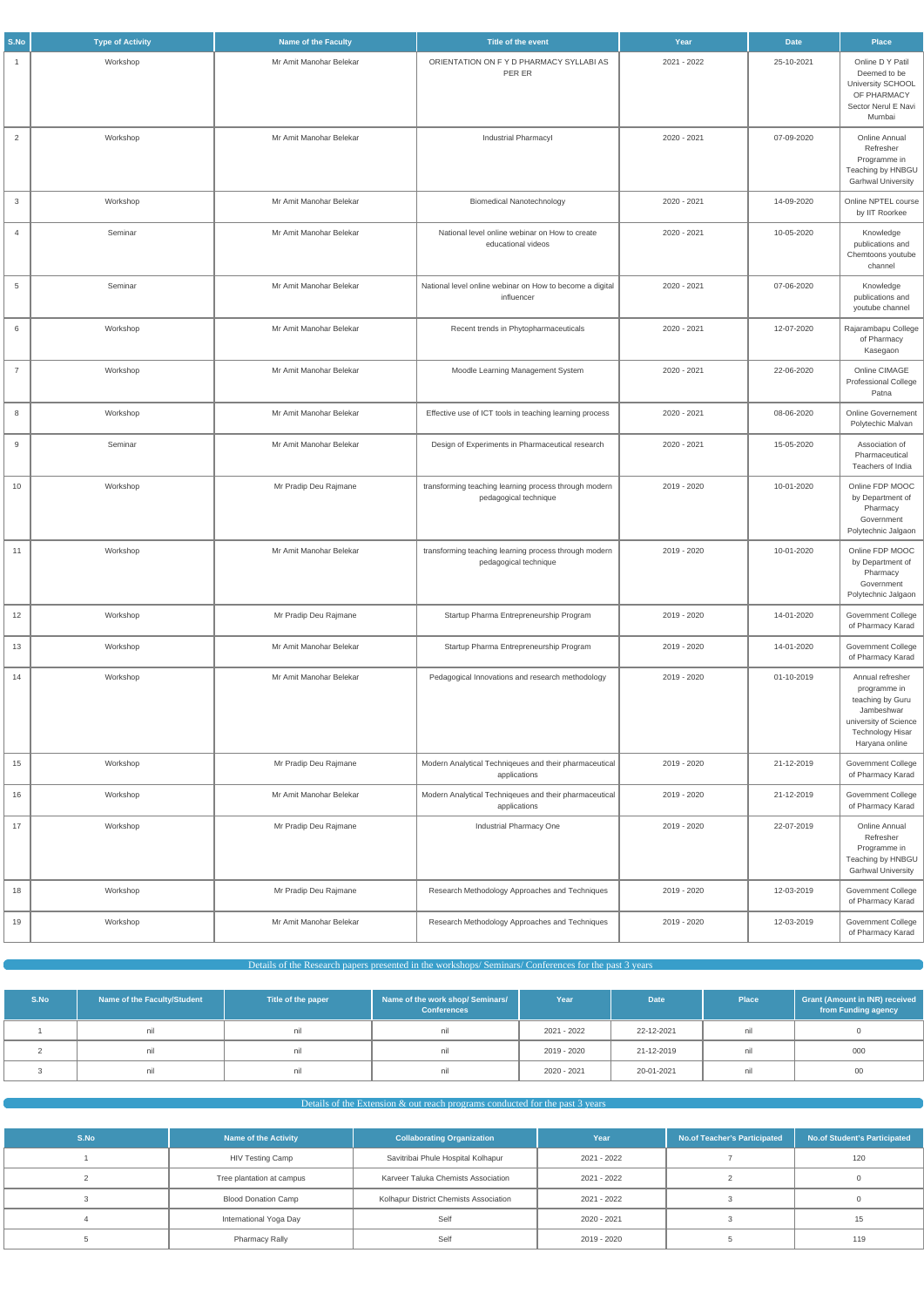| S.No | Type of Activity | Name of the Faculty | Title of the event | Year | Date | Place |
|---|---|---|---|---|---|---|
| 1 | Workshop | Mr Amit Manohar Belekar | ORIENTATION ON F Y D PHARMACY SYLLABI AS PER ER | 2021 - 2022 | 25-10-2021 | Online D Y Patil Deemed to be University SCHOOL OF PHARMACY Sector Nerul E Navi Mumbai |
| 2 | Workshop | Mr Amit Manohar Belekar | Industrial PharmacyI | 2020 - 2021 | 07-09-2020 | Online Annual Refresher Programme in Teaching by HNBGU Garhwal University |
| 3 | Workshop | Mr Amit Manohar Belekar | Biomedical Nanotechnology | 2020 - 2021 | 14-09-2020 | Online NPTEL course by IIT Roorkee |
| 4 | Seminar | Mr Amit Manohar Belekar | National level online webinar on How to create educational videos | 2020 - 2021 | 10-05-2020 | Knowledge publications and Chemtoons youtube channel |
| 5 | Seminar | Mr Amit Manohar Belekar | National level online webinar on How to become a digital influencer | 2020 - 2021 | 07-06-2020 | Knowledge publications and youtube channel |
| 6 | Workshop | Mr Amit Manohar Belekar | Recent trends in Phytopharmaceuticals | 2020 - 2021 | 12-07-2020 | Rajarambapu College of Pharmacy Kasegaon |
| 7 | Workshop | Mr Amit Manohar Belekar | Moodle Learning Management System | 2020 - 2021 | 22-06-2020 | Online CIMAGE Professional College Patna |
| 8 | Workshop | Mr Amit Manohar Belekar | Effective use of ICT tools in teaching learning process | 2020 - 2021 | 08-06-2020 | Online Governement Polytechic Malvan |
| 9 | Seminar | Mr Amit Manohar Belekar | Design of Experiments in Pharmaceutical research | 2020 - 2021 | 15-05-2020 | Association of Pharmaceutical Teachers of India |
| 10 | Workshop | Mr Pradip Deu Rajmane | transforming teaching learning process through modern pedagogical technique | 2019 - 2020 | 10-01-2020 | Online FDP MOOC by Department of Pharmacy Government Polytechnic Jalgaon |
| 11 | Workshop | Mr Amit Manohar Belekar | transforming teaching learning process through modern pedagogical technique | 2019 - 2020 | 10-01-2020 | Online FDP MOOC by Department of Pharmacy Government Polytechnic Jalgaon |
| 12 | Workshop | Mr Pradip Deu Rajmane | Startup Pharma Entrepreneurship Program | 2019 - 2020 | 14-01-2020 | Government College of Pharmacy Karad |
| 13 | Workshop | Mr Amit Manohar Belekar | Startup Pharma Entrepreneurship Program | 2019 - 2020 | 14-01-2020 | Government College of Pharmacy Karad |
| 14 | Workshop | Mr Amit Manohar Belekar | Pedagogical Innovations and research methodology | 2019 - 2020 | 01-10-2019 | Annual refresher programme in teaching by Guru Jambeshwar university of Science Technology Hisar Haryana online |
| 15 | Workshop | Mr Pradip Deu Rajmane | Modern Analytical Techniqeues and their pharmaceutical applications | 2019 - 2020 | 21-12-2019 | Government College of Pharmacy Karad |
| 16 | Workshop | Mr Amit Manohar Belekar | Modern Analytical Techniqeues and their pharmaceutical applications | 2019 - 2020 | 21-12-2019 | Government College of Pharmacy Karad |
| 17 | Workshop | Mr Pradip Deu Rajmane | Industrial Pharmacy One | 2019 - 2020 | 22-07-2019 | Online Annual Refresher Programme in Teaching by HNBGU Garhwal University |
| 18 | Workshop | Mr Pradip Deu Rajmane | Research Methodology Approaches and Techniques | 2019 - 2020 | 12-03-2019 | Government College of Pharmacy Karad |
| 19 | Workshop | Mr Amit Manohar Belekar | Research Methodology Approaches and Techniques | 2019 - 2020 | 12-03-2019 | Government College of Pharmacy Karad |

## Details of the Research papers presented in the workshops/ Seminars/ Conferences for the past 3 years

| S.No | Name of the Faculty/Student | Title of the paper | Name of the work shop/ Seminars/ Conferences | Year | Date | Place | Grant (Amount in INR) received from Funding agency |
|---|---|---|---|---|---|---|---|
| 1 | nil | nil | nil | 2021 - 2022 | 22-12-2021 | nil | 0 |
| 2 | nil | nil | nil | 2019 - 2020 | 21-12-2019 | nil | 000 |
| 3 | nil | nil | nil | 2020 - 2021 | 20-01-2021 | nil | 00 |

## Details of the Extension & out reach programs conducted for the past 3 years

| S.No | Name of the Activity | Collaborating Organization | Year | No.of Teacher's Participated | No.of Student's Participated |
|---|---|---|---|---|---|
| 1 | HIV Testing Camp | Savitribai Phule Hospital Kolhapur | 2021 - 2022 | 7 | 120 |
| 2 | Tree plantation at campus | Karveer Taluka Chemists Association | 2021 - 2022 | 2 | 0 |
| 3 | Blood Donation Camp | Kolhapur District Chemists Association | 2021 - 2022 | 3 | 0 |
| 4 | International Yoga Day | Self | 2020 - 2021 | 3 | 15 |
| 5 | Pharmacy Rally | Self | 2019 - 2020 | 5 | 119 |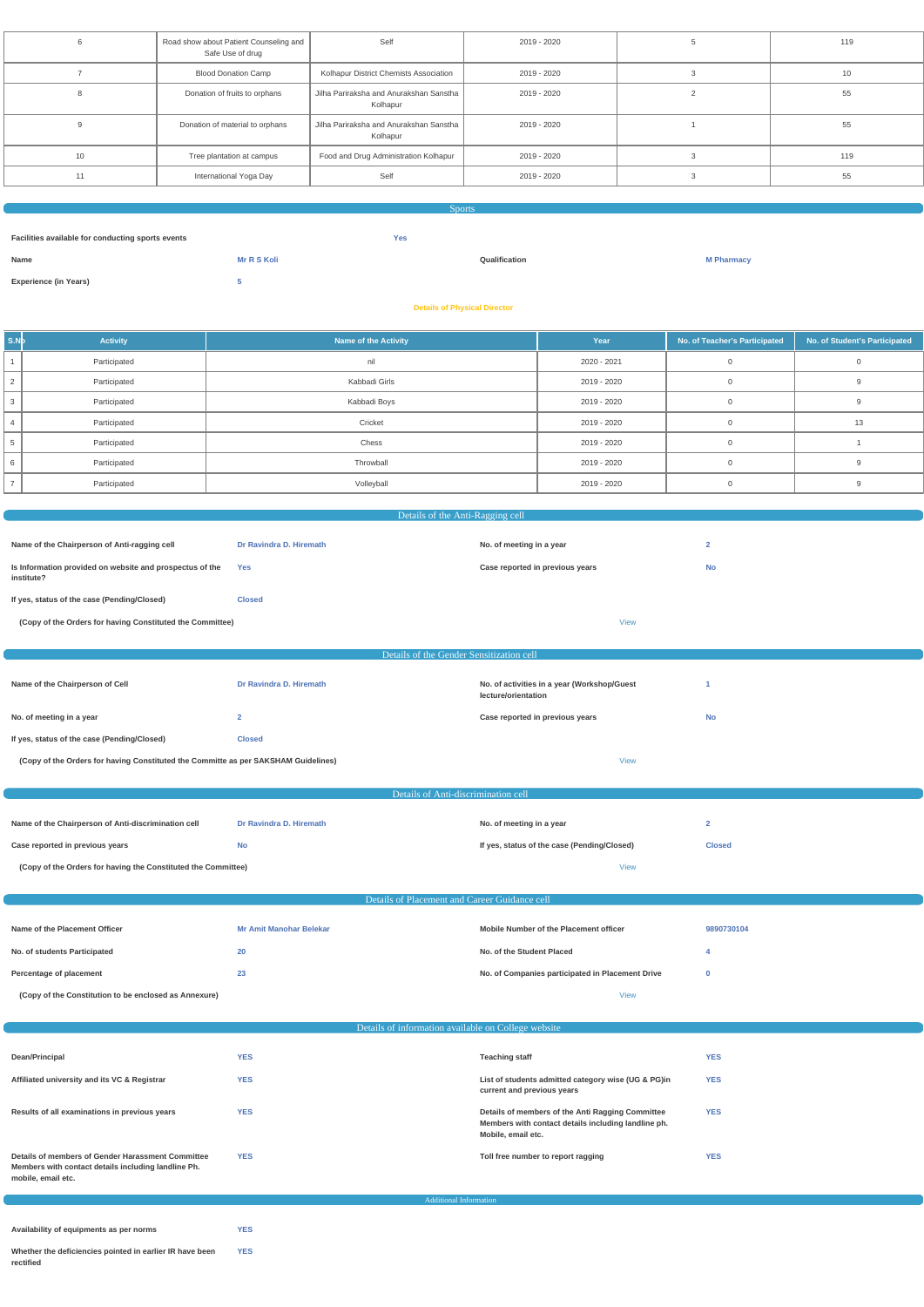| 6 | Road show about Patient Counseling and Safe Use of drug | Self | 2019 - 2020 | 5 | 119 |
|---|---|---|---|---|---|
| 7 | Blood Donation Camp | Kolhapur District Chemists Association | 2019 - 2020 | 3 | 10 |
| 8 | Donation of fruits to orphans | Jilha Pariraksha and Anurakshan Sanstha Kolhapur | 2019 - 2020 | 2 | 55 |
| 9 | Donation of material to orphans | Jilha Pariraksha and Anurakshan Sanstha Kolhapur | 2019 - 2020 | 1 | 55 |
| 10 | Tree plantation at campus | Food and Drug Administration Kolhapur | 2019 - 2020 | 3 | 119 |
| 11 | International Yoga Day | Self | 2019 - 2020 | 3 | 55 |

## Sports

**Facilities available for conducting sports events** Yes

**Name** Mr R S Koli | **Qualification** M Pharmacy

**Experience (in Years)** 5

**Details of Physical Director**

| S.No | Activity | Name of the Activity | Year | No. of Teacher's Participated | No. of Student's Participated |
|---|---|---|---|---|---|
| 1 | Participated | nil | 2020 - 2021 | 0 | 0 |
| 2 | Participated | Kabbadi Girls | 2019 - 2020 | 0 | 9 |
| 3 | Participated | Kabbadi Boys | 2019 - 2020 | 0 | 9 |
| 4 | Participated | Cricket | 2019 - 2020 | 0 | 13 |
| 5 | Participated | Chess | 2019 - 2020 | 0 | 1 |
| 6 | Participated | Throwball | 2019 - 2020 | 0 | 9 |
| 7 | Participated | Volleyball | 2019 - 2020 | 0 | 9 |

## Details of the Anti-Ragging cell

**Name of the Chairperson of Anti-ragging cell** Dr Ravindra D. Hiremath | **No. of meeting in a year** 2

**Is Information provided on website and prospectus of the institute?** Yes | **Case reported in previous years** No

**If yes, status of the case (Pending/Closed)** Closed

**(Copy of the Orders for having Constituted the Committee)** View

## Details of the Gender Sensitization cell

**Name of the Chairperson of Cell** Dr Ravindra D. Hiremath | **No. of activities in a year (Workshop/Guest lecture/orientation** 1

**No. of meeting in a year** 2 | **Case reported in previous years** No

**If yes, status of the case (Pending/Closed)** Closed

**(Copy of the Orders for having Constituted the Committe as per SAKSHAM Guidelines)** View

## Details of Anti-discrimination cell

**Name of the Chairperson of Anti-discrimination cell** Dr Ravindra D. Hiremath | **No. of meeting in a year** 2

**Case reported in previous years** No | **If yes, status of the case (Pending/Closed)** Closed

**(Copy of the Orders for having the Constituted the Committee)** View

## Details of Placement and Career Guidance cell

**Name of the Placement Officer** Mr Amit Manohar Belekar | **Mobile Number of the Placement officer** 9890730104

**No. of students Participated** 20 | **No. of the Student Placed** 4

**Percentage of placement** 23 | **No. of Companies participated in Placement Drive** 0

**(Copy of the Constitution to be enclosed as Annexure)** View

## Details of information available on College website

**Dean/Principal** YES | **Teaching staff** YES

**Affiliated university and its VC & Registrar** YES | **List of students admitted category wise (UG & PG)in current and previous years** YES

**Results of all examinations in previous years** YES | **Details of members of the Anti Ragging Committee Members with contact details including landline ph. Mobile, email etc.** YES

**Details of members of Gender Harassment Committee Members with contact details including landline Ph. mobile, email etc.** YES | **Toll free number to report ragging** YES

## Additional Information

**Availability of equipments as per norms** YES

**Whether the deficiencies pointed in earlier IR have been rectified** YES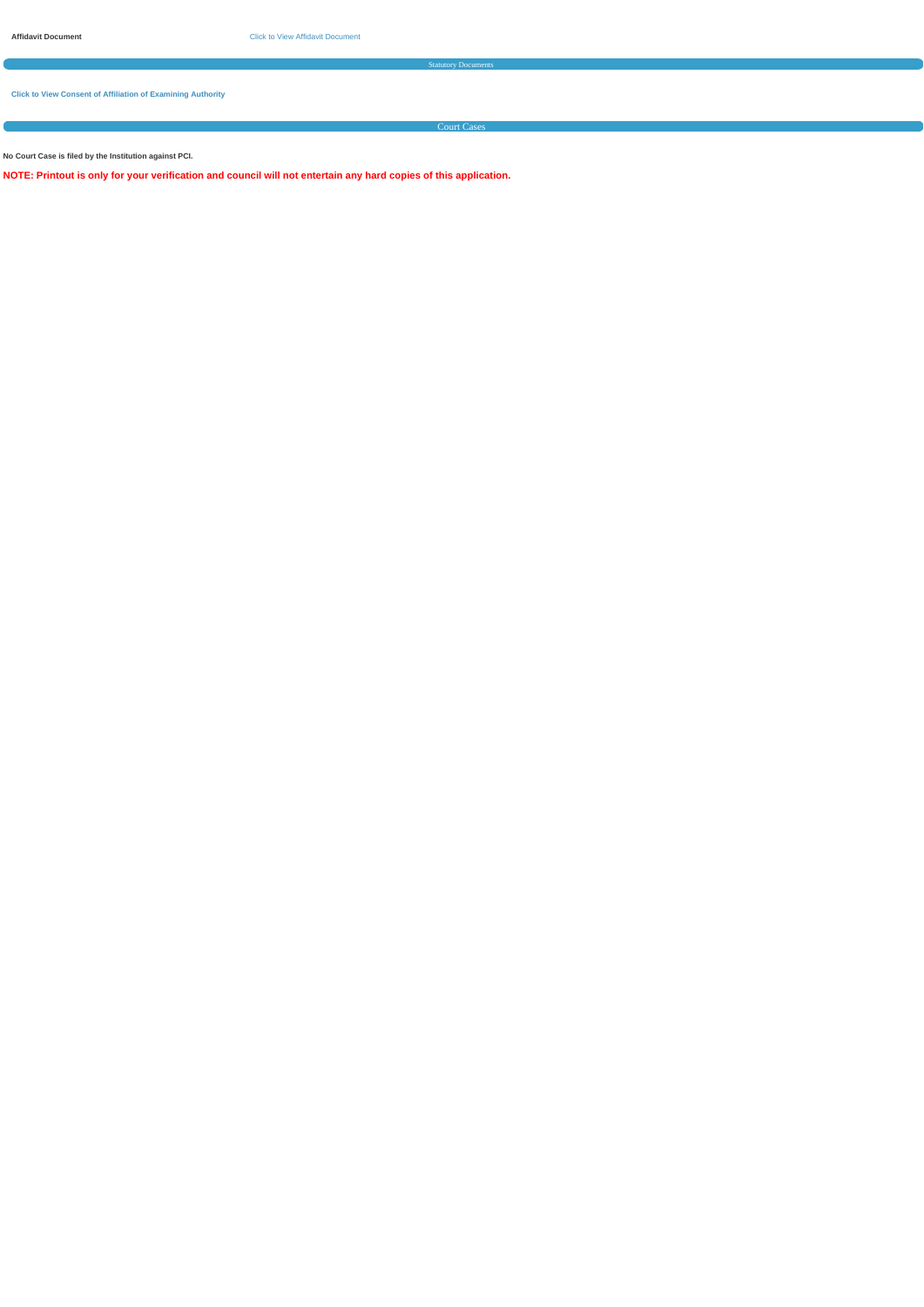| | |
|---|---|
| **Affidavit Document** | Click to View Affidavit Document |

## Statutory Documents

**Click to View Consent of Affiliation of Examining Authority**

## Court Cases

**No Court Case is filed by the Institution against PCI.**

**NOTE: Printout is only for your verification and council will not entertain any hard copies of this application.**